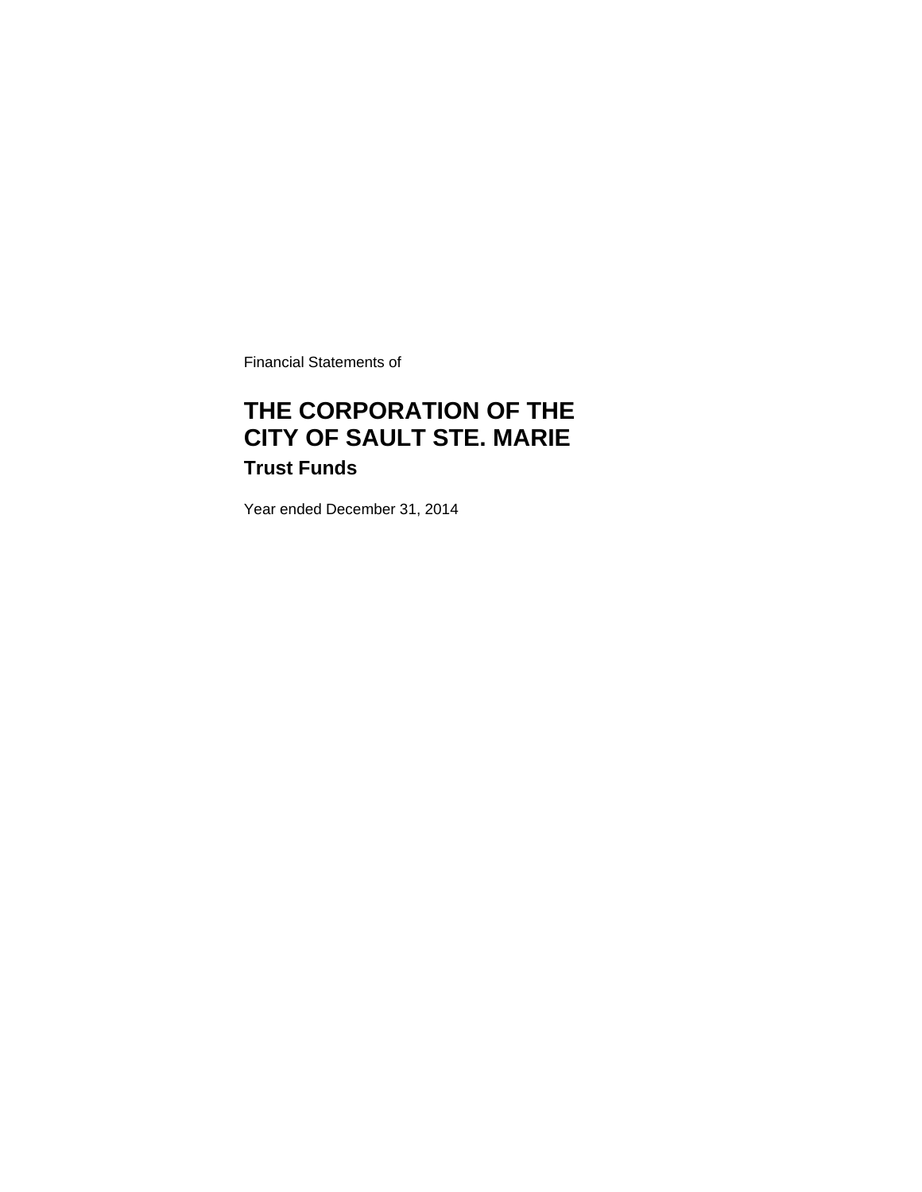Financial Statements of

# THE CORPORATION OF THE CITY OF SAULT STE. MARIE

## Trust Funds

Year ended December 31, 2014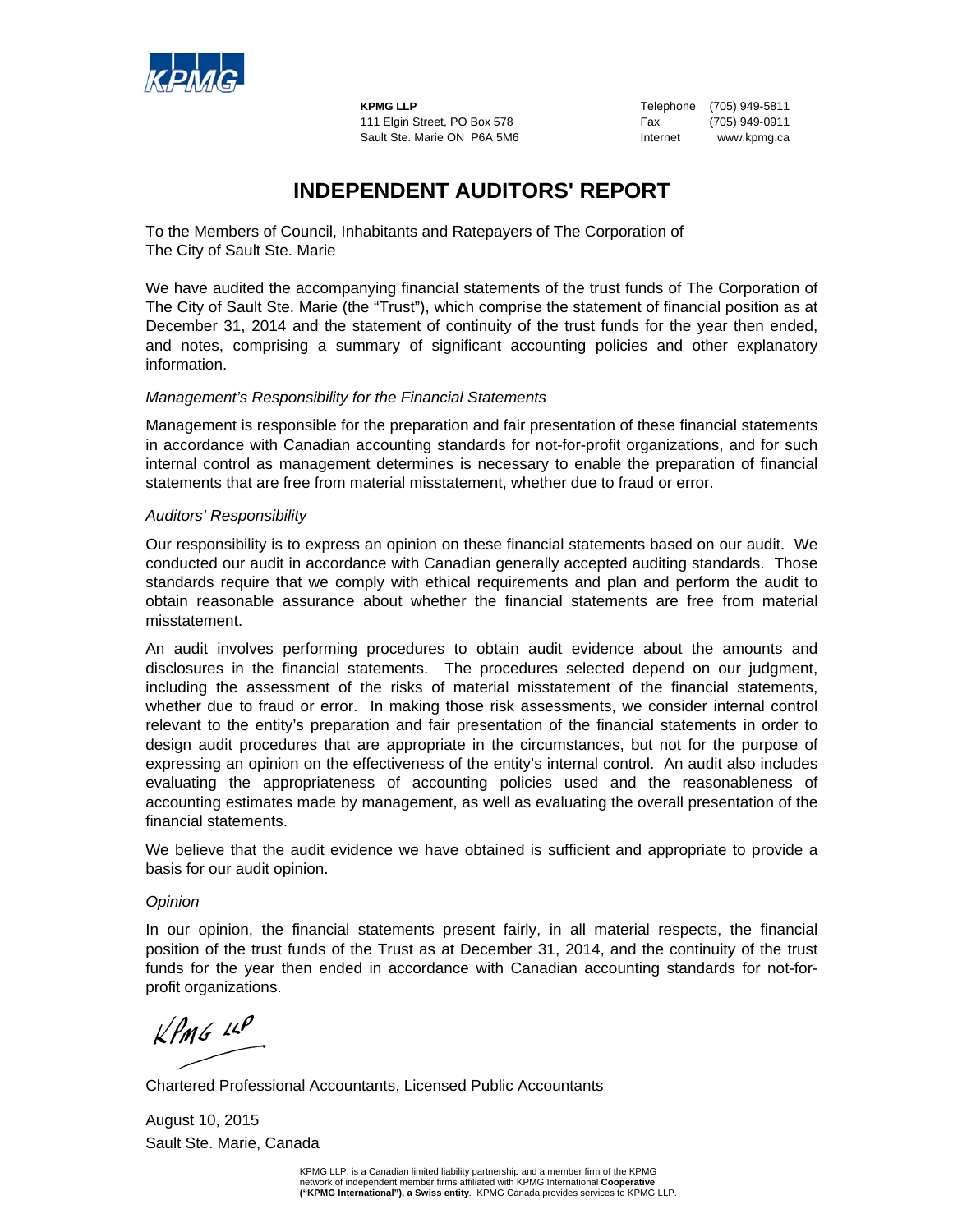**KPMG LLP**
111 Elgin Street, PO Box 578
Sault Ste. Marie ON P6A 5M6

Telephone (705) 949-5811
Fax (705) 949-0911
Internet www.kpmg.ca

# INDEPENDENT AUDITORS' REPORT

To the Members of Council, Inhabitants and Ratepayers of The Corporation of The City of Sault Ste. Marie

We have audited the accompanying financial statements of the trust funds of The Corporation of The City of Sault Ste. Marie (the "Trust"), which comprise the statement of financial position as at December 31, 2014 and the statement of continuity of the trust funds for the year then ended, and notes, comprising a summary of significant accounting policies and other explanatory information.

*Management's Responsibility for the Financial Statements*

Management is responsible for the preparation and fair presentation of these financial statements in accordance with Canadian accounting standards for not-for-profit organizations, and for such internal control as management determines is necessary to enable the preparation of financial statements that are free from material misstatement, whether due to fraud or error.

*Auditors' Responsibility*

Our responsibility is to express an opinion on these financial statements based on our audit. We conducted our audit in accordance with Canadian generally accepted auditing standards. Those standards require that we comply with ethical requirements and plan and perform the audit to obtain reasonable assurance about whether the financial statements are free from material misstatement.

An audit involves performing procedures to obtain audit evidence about the amounts and disclosures in the financial statements. The procedures selected depend on our judgment, including the assessment of the risks of material misstatement of the financial statements, whether due to fraud or error. In making those risk assessments, we consider internal control relevant to the entity's preparation and fair presentation of the financial statements in order to design audit procedures that are appropriate in the circumstances, but not for the purpose of expressing an opinion on the effectiveness of the entity's internal control. An audit also includes evaluating the appropriateness of accounting policies used and the reasonableness of accounting estimates made by management, as well as evaluating the overall presentation of the financial statements.

We believe that the audit evidence we have obtained is sufficient and appropriate to provide a basis for our audit opinion.

*Opinion*

In our opinion, the financial statements present fairly, in all material respects, the financial position of the trust funds of the Trust as at December 31, 2014, and the continuity of the trust funds for the year then ended in accordance with Canadian accounting standards for not-for-profit organizations.

KPMG LLP

Chartered Professional Accountants, Licensed Public Accountants

August 10, 2015
Sault Ste. Marie, Canada

KPMG LLP, is a Canadian limited liability partnership and a member firm of the KPMG network of independent member firms affiliated with KPMG International **Cooperative ("KPMG International"), a Swiss entity**. KPMG Canada provides services to KPMG LLP.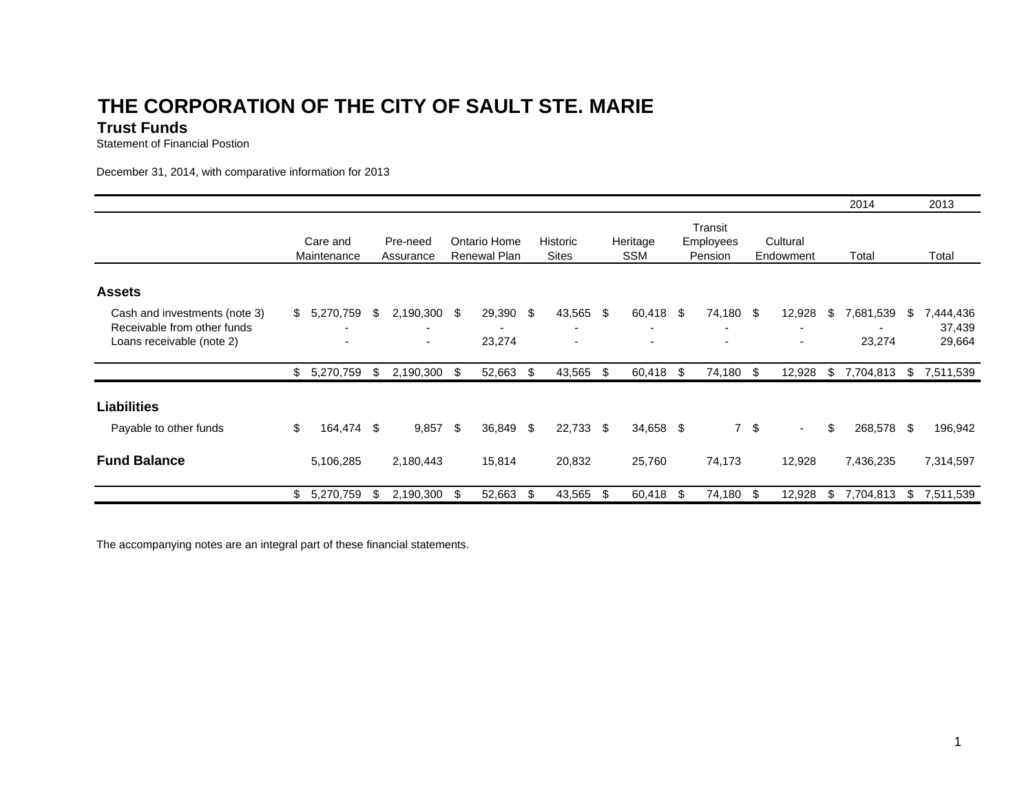# THE CORPORATION OF THE CITY OF SAULT STE. MARIE

## Trust Funds

Statement of Financial Postion

December 31, 2014, with comparative information for 2013

| | Care and Maintenance | Pre-need Assurance | Ontario Home Renewal Plan | Historic Sites | Heritage SSM | Transit Employees Pension | Cultural Endowment | 2014 Total | 2013 Total |
|---|---|---|---|---|---|---|---|---|---|
| **Assets** | | | | | | | | | |
| Cash and investments (note 3) | $ 5,270,759 | $ 2,190,300 | $ 29,390 | $ 43,565 | $ 60,418 | $ 74,180 | $ 12,928 | $ 7,681,539 | $ 7,444,436 |
| Receivable from other funds | - | - | - | - | - | - | - | - | 37,439 |
| Loans receivable (note 2) | - | - | 23,274 | - | - | - | - | 23,274 | 29,664 |
| | $ 5,270,759 | $ 2,190,300 | $ 52,663 | $ 43,565 | $ 60,418 | $ 74,180 | $ 12,928 | $ 7,704,813 | $ 7,511,539 |
| **Liabilities** | | | | | | | | | |
| Payable to other funds | $ 164,474 | $ 9,857 | $ 36,849 | $ 22,733 | $ 34,658 | $ 7 | $ - | $ 268,578 | $ 196,942 |
| **Fund Balance** | 5,106,285 | 2,180,443 | 15,814 | 20,832 | 25,760 | 74,173 | 12,928 | 7,436,235 | 7,314,597 |
| | $ 5,270,759 | $ 2,190,300 | $ 52,663 | $ 43,565 | $ 60,418 | $ 74,180 | $ 12,928 | $ 7,704,813 | $ 7,511,539 |

The accompanying notes are an integral part of these financial statements.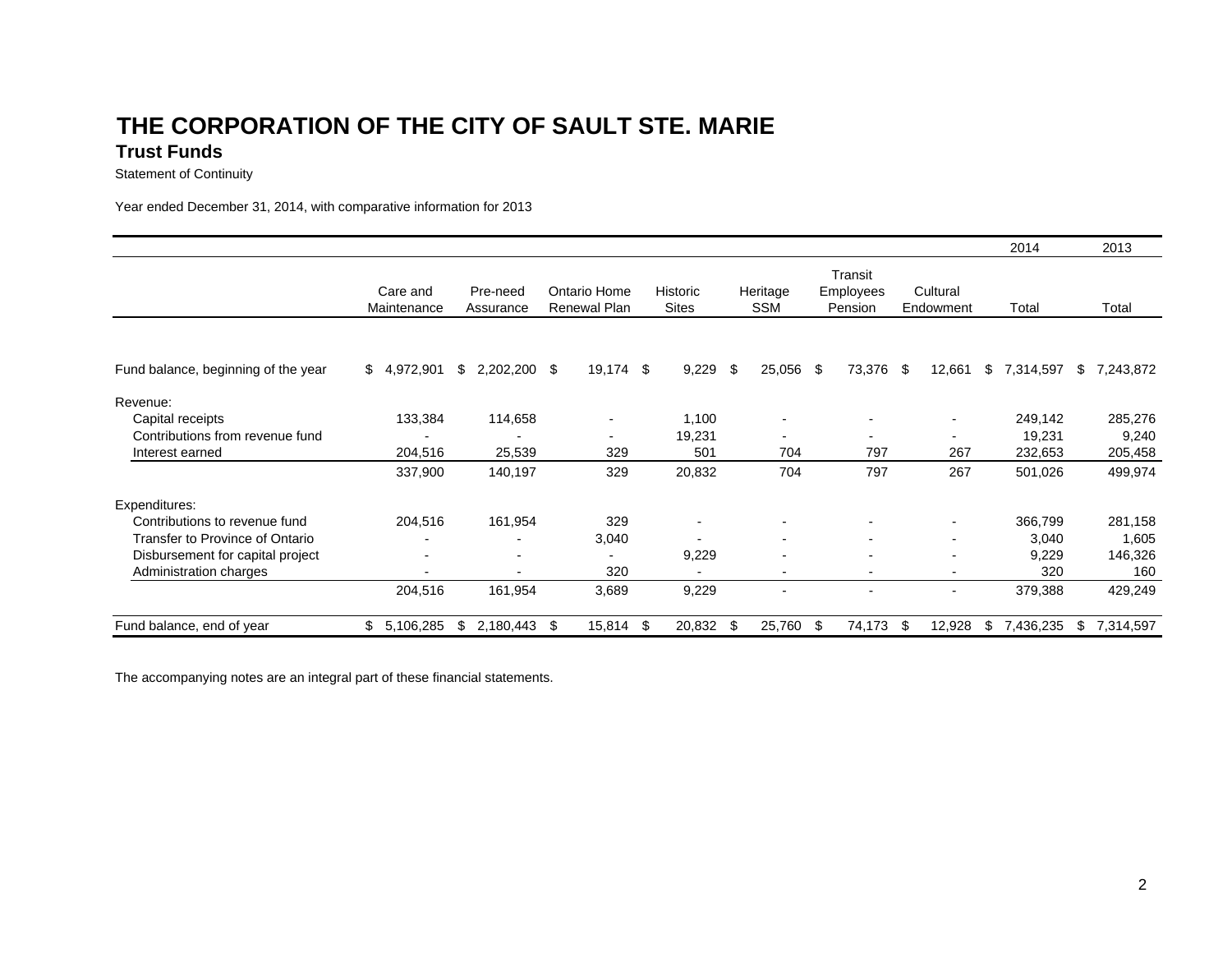# THE CORPORATION OF THE CITY OF SAULT STE. MARIE

## Trust Funds

Statement of Continuity

Year ended December 31, 2014, with comparative information for 2013

| | Care and Maintenance | Pre-need Assurance | Ontario Home Renewal Plan | Historic Sites | Heritage SSM | Transit Employees Pension | Cultural Endowment | 2014 Total | 2013 Total |
|---|---|---|---|---|---|---|---|---|---|
| Fund balance, beginning of the year | $ 4,972,901 | $ 2,202,200 | $ 19,174 | $ 9,229 | $ 25,056 | $ 73,376 | $ 12,661 | $ 7,314,597 | $ 7,243,872 |
| Revenue: | | | | | | | | | |
| Capital receipts | 133,384 | 114,658 | - | 1,100 | - | - | - | 249,142 | 285,276 |
| Contributions from revenue fund | - | - | - | 19,231 | - | - | - | 19,231 | 9,240 |
| Interest earned | 204,516 | 25,539 | 329 | 501 | 704 | 797 | 267 | 232,653 | 205,458 |
| | 337,900 | 140,197 | 329 | 20,832 | 704 | 797 | 267 | 501,026 | 499,974 |
| Expenditures: | | | | | | | | | |
| Contributions to revenue fund | 204,516 | 161,954 | 329 | - | - | - | - | 366,799 | 281,158 |
| Transfer to Province of Ontario | - | - | 3,040 | - | - | - | - | 3,040 | 1,605 |
| Disbursement for capital project | - | - | - | 9,229 | - | - | - | 9,229 | 146,326 |
| Administration charges | - | - | 320 | - | - | - | - | 320 | 160 |
| | 204,516 | 161,954 | 3,689 | 9,229 | - | - | - | 379,388 | 429,249 |
| Fund balance, end of year | $ 5,106,285 | $ 2,180,443 | $ 15,814 | $ 20,832 | $ 25,760 | $ 74,173 | $ 12,928 | $ 7,436,235 | $ 7,314,597 |

The accompanying notes are an integral part of these financial statements.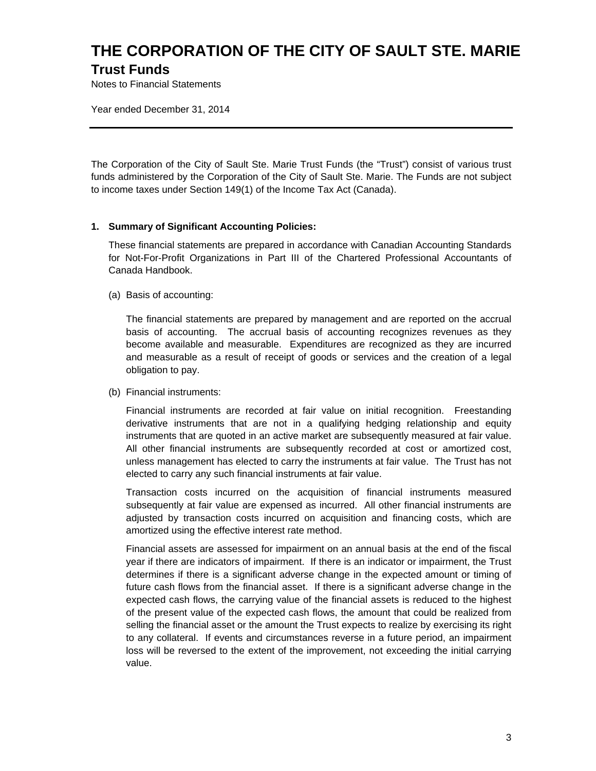# THE CORPORATION OF THE CITY OF SAULT STE. MARIE

## Trust Funds

Notes to Financial Statements

Year ended December 31, 2014

---

The Corporation of the City of Sault Ste. Marie Trust Funds (the "Trust") consist of various trust funds administered by the Corporation of the City of Sault Ste. Marie. The Funds are not subject to income taxes under Section 149(1) of the Income Tax Act (Canada).

**1. Summary of Significant Accounting Policies:**

These financial statements are prepared in accordance with Canadian Accounting Standards for Not-For-Profit Organizations in Part III of the Chartered Professional Accountants of Canada Handbook.

(a) Basis of accounting:

The financial statements are prepared by management and are reported on the accrual basis of accounting. The accrual basis of accounting recognizes revenues as they become available and measurable. Expenditures are recognized as they are incurred and measurable as a result of receipt of goods or services and the creation of a legal obligation to pay.

(b) Financial instruments:

Financial instruments are recorded at fair value on initial recognition. Freestanding derivative instruments that are not in a qualifying hedging relationship and equity instruments that are quoted in an active market are subsequently measured at fair value. All other financial instruments are subsequently recorded at cost or amortized cost, unless management has elected to carry the instruments at fair value. The Trust has not elected to carry any such financial instruments at fair value.

Transaction costs incurred on the acquisition of financial instruments measured subsequently at fair value are expensed as incurred. All other financial instruments are adjusted by transaction costs incurred on acquisition and financing costs, which are amortized using the effective interest rate method.

Financial assets are assessed for impairment on an annual basis at the end of the fiscal year if there are indicators of impairment. If there is an indicator or impairment, the Trust determines if there is a significant adverse change in the expected amount or timing of future cash flows from the financial asset. If there is a significant adverse change in the expected cash flows, the carrying value of the financial assets is reduced to the highest of the present value of the expected cash flows, the amount that could be realized from selling the financial asset or the amount the Trust expects to realize by exercising its right to any collateral. If events and circumstances reverse in a future period, an impairment loss will be reversed to the extent of the improvement, not exceeding the initial carrying value.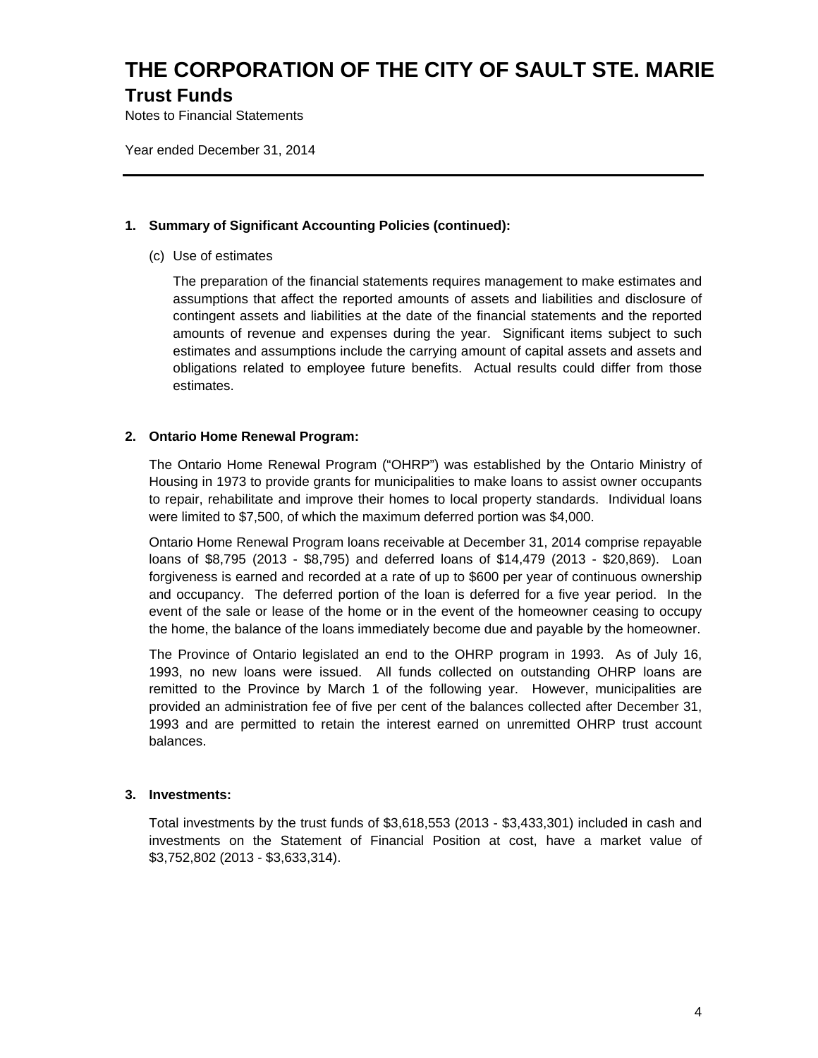# THE CORPORATION OF THE CITY OF SAULT STE. MARIE

## Trust Funds

Notes to Financial Statements

Year ended December 31, 2014

---

**1. Summary of Significant Accounting Policies (continued):**

(c) Use of estimates

The preparation of the financial statements requires management to make estimates and assumptions that affect the reported amounts of assets and liabilities and disclosure of contingent assets and liabilities at the date of the financial statements and the reported amounts of revenue and expenses during the year. Significant items subject to such estimates and assumptions include the carrying amount of capital assets and assets and obligations related to employee future benefits. Actual results could differ from those estimates.

**2. Ontario Home Renewal Program:**

The Ontario Home Renewal Program ("OHRP") was established by the Ontario Ministry of Housing in 1973 to provide grants for municipalities to make loans to assist owner occupants to repair, rehabilitate and improve their homes to local property standards. Individual loans were limited to $7,500, of which the maximum deferred portion was $4,000.

Ontario Home Renewal Program loans receivable at December 31, 2014 comprise repayable loans of $8,795 (2013 - $8,795) and deferred loans of $14,479 (2013 - $20,869). Loan forgiveness is earned and recorded at a rate of up to $600 per year of continuous ownership and occupancy. The deferred portion of the loan is deferred for a five year period. In the event of the sale or lease of the home or in the event of the homeowner ceasing to occupy the home, the balance of the loans immediately become due and payable by the homeowner.

The Province of Ontario legislated an end to the OHRP program in 1993. As of July 16, 1993, no new loans were issued. All funds collected on outstanding OHRP loans are remitted to the Province by March 1 of the following year. However, municipalities are provided an administration fee of five per cent of the balances collected after December 31, 1993 and are permitted to retain the interest earned on unremitted OHRP trust account balances.

**3. Investments:**

Total investments by the trust funds of $3,618,553 (2013 - $3,433,301) included in cash and investments on the Statement of Financial Position at cost, have a market value of $3,752,802 (2013 - $3,633,314).